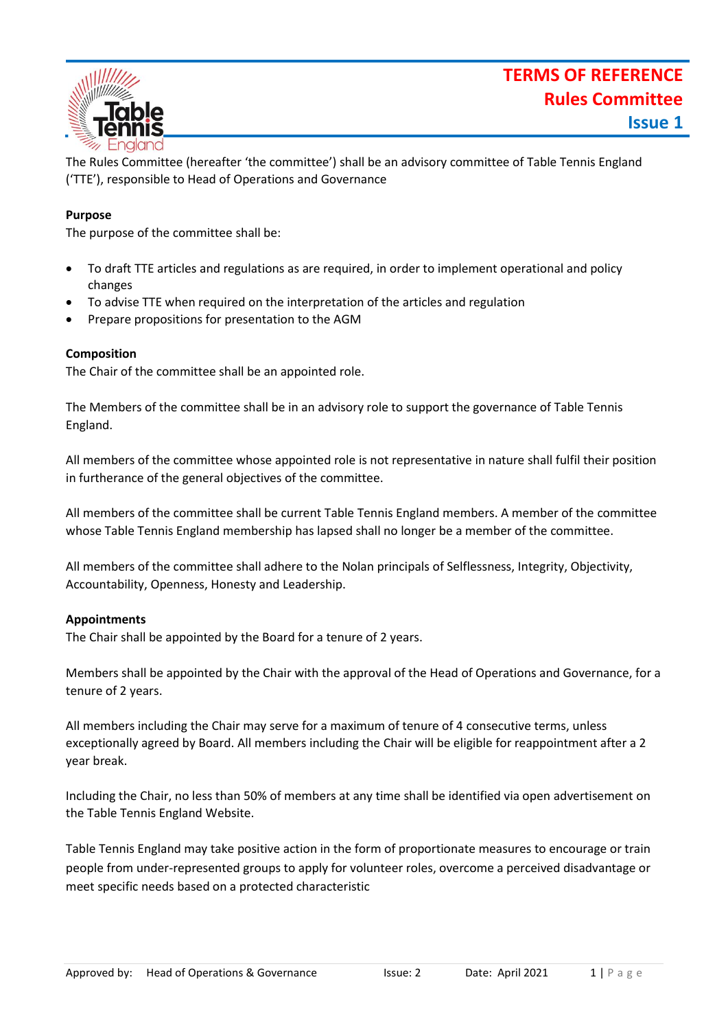# TERMS OF REFERENCE
## Rules Committee
### Issue 1

The Rules Committee (hereafter 'the committee') shall be an advisory committee of Table Tennis England ('TTE'), responsible to Head of Operations and Governance

**Purpose**

The purpose of the committee shall be:

- To draft TTE articles and regulations as are required, in order to implement operational and policy changes
- To advise TTE when required on the interpretation of the articles and regulation
- Prepare propositions for presentation to the AGM

**Composition**

The Chair of the committee shall be an appointed role.

The Members of the committee shall be in an advisory role to support the governance of Table Tennis England.

All members of the committee whose appointed role is not representative in nature shall fulfil their position in furtherance of the general objectives of the committee.

All members of the committee shall be current Table Tennis England members. A member of the committee whose Table Tennis England membership has lapsed shall no longer be a member of the committee.

All members of the committee shall adhere to the Nolan principals of Selflessness, Integrity, Objectivity, Accountability, Openness, Honesty and Leadership.

**Appointments**

The Chair shall be appointed by the Board for a tenure of 2 years.

Members shall be appointed by the Chair with the approval of the Head of Operations and Governance, for a tenure of 2 years.

All members including the Chair may serve for a maximum of tenure of 4 consecutive terms, unless exceptionally agreed by Board. All members including the Chair will be eligible for reappointment after a 2 year break.

Including the Chair, no less than 50% of members at any time shall be identified via open advertisement on the Table Tennis England Website.

Table Tennis England may take positive action in the form of proportionate measures to encourage or train people from under-represented groups to apply for volunteer roles, overcome a perceived disadvantage or meet specific needs based on a protected characteristic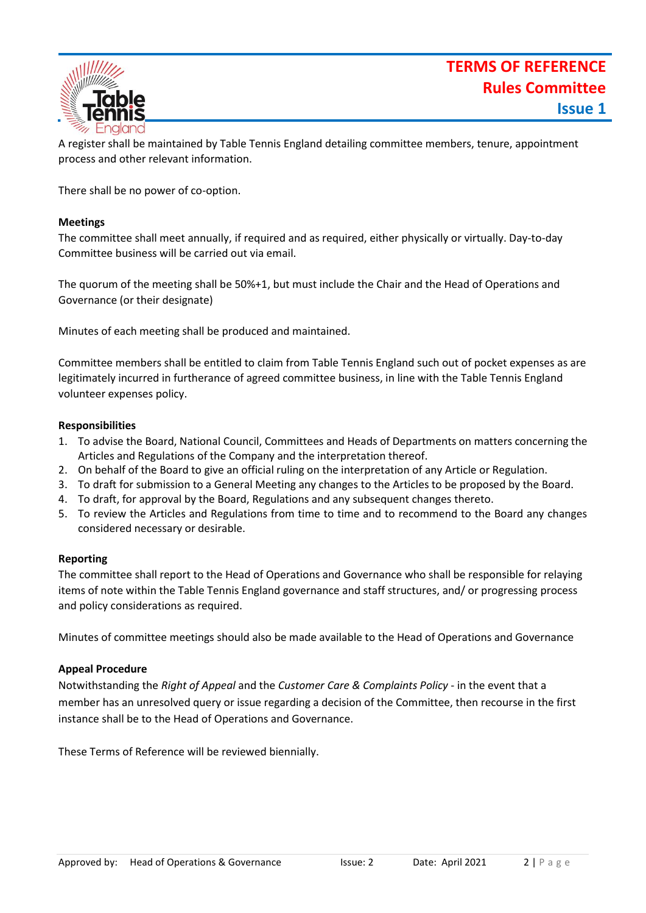A register shall be maintained by Table Tennis England detailing committee members, tenure, appointment process and other relevant information.

There shall be no power of co-option.

**Meetings**

The committee shall meet annually, if required and as required, either physically or virtually. Day-to-day Committee business will be carried out via email.

The quorum of the meeting shall be 50%+1, but must include the Chair and the Head of Operations and Governance (or their designate)

Minutes of each meeting shall be produced and maintained.

Committee members shall be entitled to claim from Table Tennis England such out of pocket expenses as are legitimately incurred in furtherance of agreed committee business, in line with the Table Tennis England volunteer expenses policy.

**Responsibilities**

1. To advise the Board, National Council, Committees and Heads of Departments on matters concerning the Articles and Regulations of the Company and the interpretation thereof.
2. On behalf of the Board to give an official ruling on the interpretation of any Article or Regulation.
3. To draft for submission to a General Meeting any changes to the Articles to be proposed by the Board.
4. To draft, for approval by the Board, Regulations and any subsequent changes thereto.
5. To review the Articles and Regulations from time to time and to recommend to the Board any changes considered necessary or desirable.

**Reporting**

The committee shall report to the Head of Operations and Governance who shall be responsible for relaying items of note within the Table Tennis England governance and staff structures, and/ or progressing process and policy considerations as required.

Minutes of committee meetings should also be made available to the Head of Operations and Governance

**Appeal Procedure**

Notwithstanding the *Right of Appeal* and the *Customer Care & Complaints Policy* - in the event that a member has an unresolved query or issue regarding a decision of the Committee, then recourse in the first instance shall be to the Head of Operations and Governance.

These Terms of Reference will be reviewed biennially.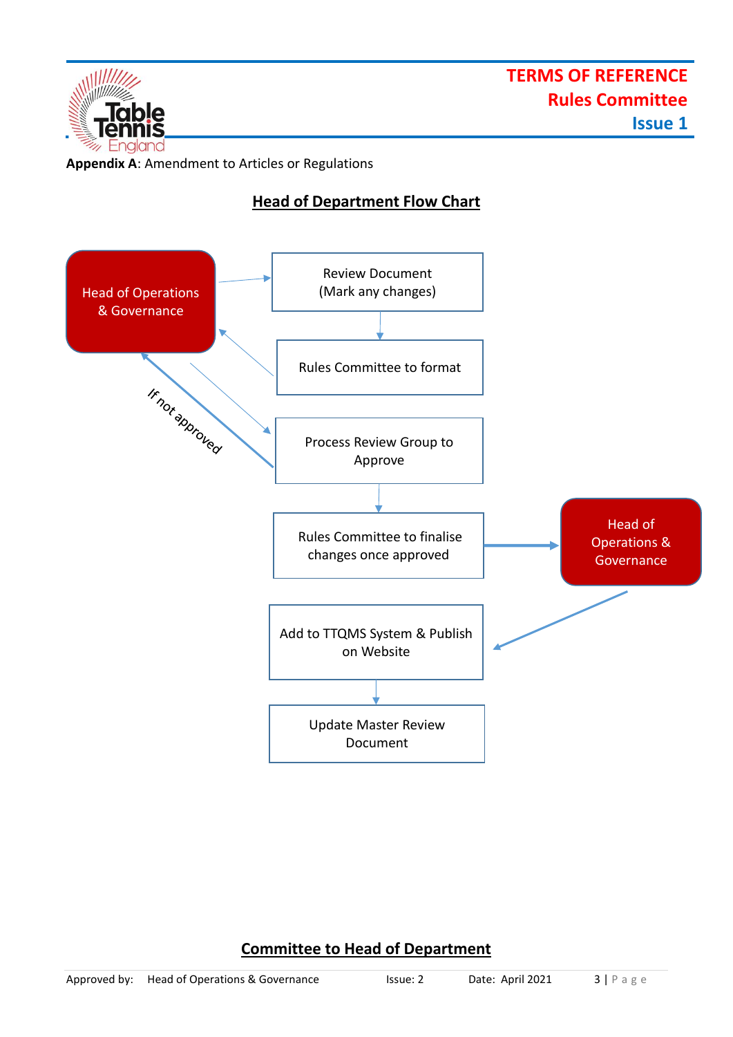**Appendix A**: Amendment to Articles or Regulations

## Head of Department Flow Chart

Head of Operations & Governance

Review Document (Mark any changes)

Rules Committee to format

Process Review Group to Approve

If not approved

Rules Committee to finalise changes once approved

Head of Operations & Governance

Add to TTQMS System & Publish on Website

Update Master Review Document

## Committee to Head of Department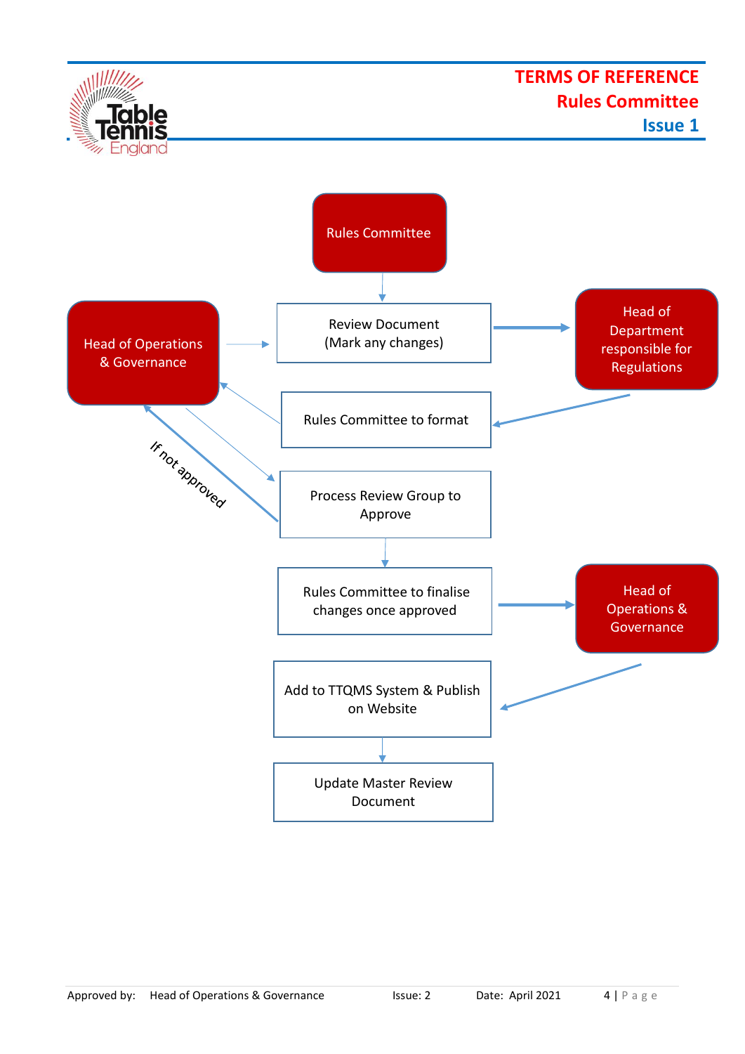Rules Committee

Review Document
(Mark any changes)

Head of Department responsible for Regulations

Head of Operations & Governance

Rules Committee to format

Process Review Group to Approve

If not approved

Rules Committee to finalise changes once approved

Head of Operations & Governance

Add to TTQMS System & Publish on Website

Update Master Review Document